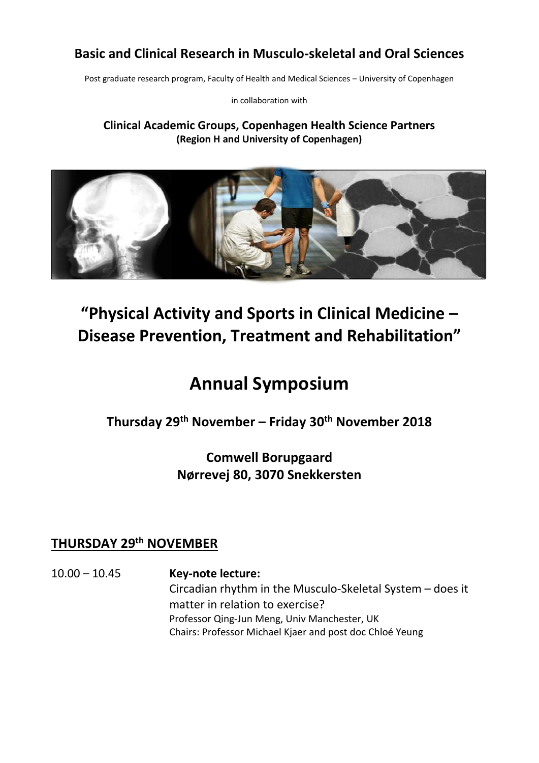**Basic and Clinical Research in Musculo-skeletal and Oral Sciences**

Post graduate research program, Faculty of Health and Medical Sciences – University of Copenhagen

in collaboration with

**Clinical Academic Groups, Copenhagen Health Science Partners**
**(Region H and University of Copenhagen)**

# "Physical Activity and Sports in Clinical Medicine – Disease Prevention, Treatment and Rehabilitation"

# Annual Symposium

**Thursday 29th November – Friday 30th November 2018**

**Comwell Borupgaard**
**Nørrevej 80, 3070 Snekkersten**

## THURSDAY 29th NOVEMBER

10.00 – 10.45 **Key-note lecture:**
Circadian rhythm in the Musculo-Skeletal System – does it matter in relation to exercise?
Professor Qing-Jun Meng, Univ Manchester, UK
Chairs: Professor Michael Kjaer and post doc Chloé Yeung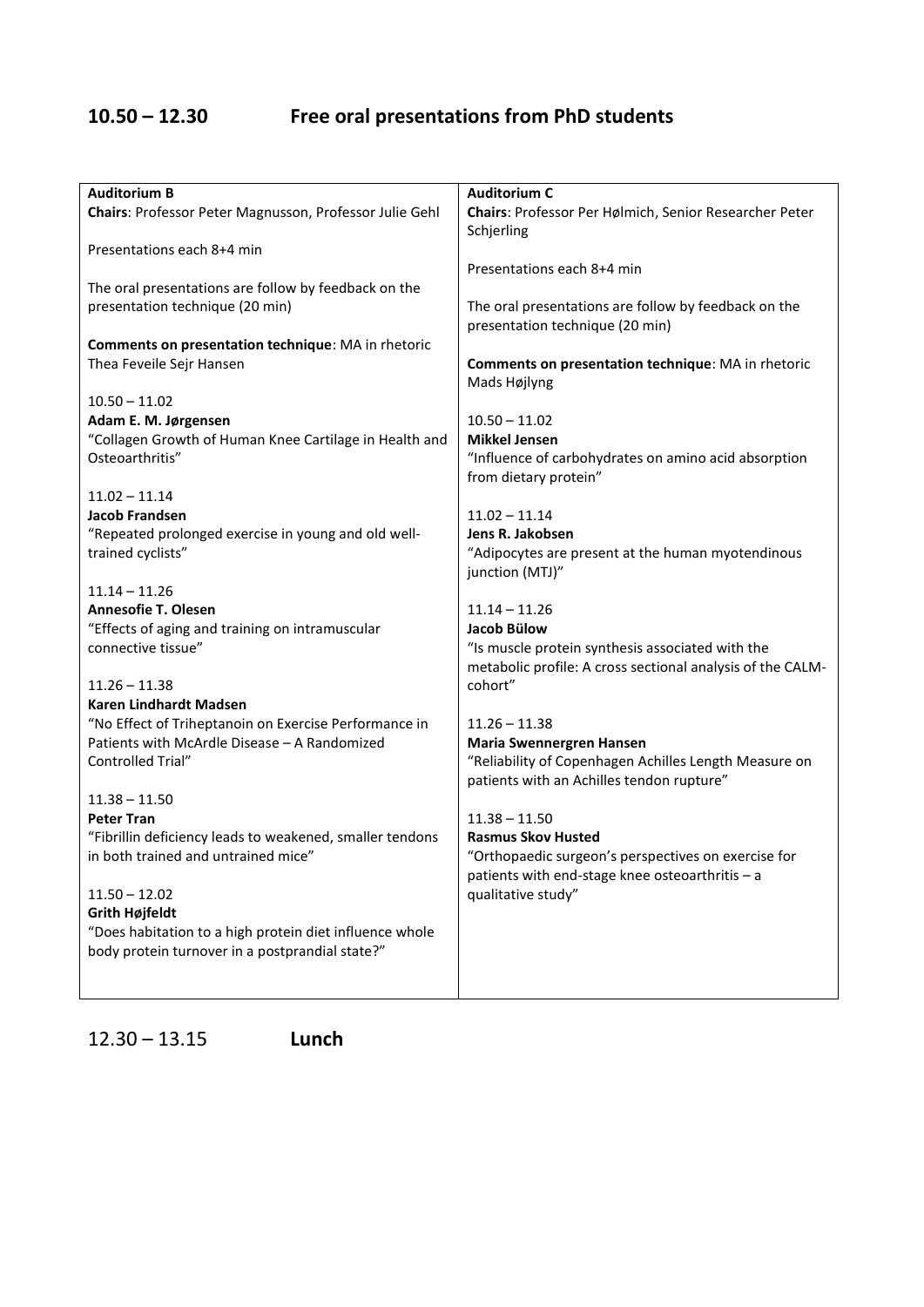## 10.50 – 12.30 Free oral presentations from PhD students

### Auditorium B

**Chairs**: Professor Peter Magnusson, Professor Julie Gehl

Presentations each 8+4 min

The oral presentations are follow by feedback on the presentation technique (20 min)

**Comments on presentation technique**: MA in rhetoric Thea Feveile Sejr Hansen

10.50 – 11.02
**Adam E. M. Jørgensen**
"Collagen Growth of Human Knee Cartilage in Health and Osteoarthritis"

11.02 – 11.14
**Jacob Frandsen**
"Repeated prolonged exercise in young and old well-trained cyclists"

11.14 – 11.26
**Annesofie T. Olesen**
"Effects of aging and training on intramuscular connective tissue"

11.26 – 11.38
**Karen Lindhardt Madsen**
"No Effect of Triheptanoin on Exercise Performance in Patients with McArdle Disease – A Randomized Controlled Trial"

11.38 – 11.50
**Peter Tran**
"Fibrillin deficiency leads to weakened, smaller tendons in both trained and untrained mice"

11.50 – 12.02
**Grith Højfeldt**
"Does habitation to a high protein diet influence whole body protein turnover in a postprandial state?"

### Auditorium C

**Chairs**: Professor Per Hølmich, Senior Researcher Peter Schjerling

Presentations each 8+4 min

The oral presentations are follow by feedback on the presentation technique (20 min)

**Comments on presentation technique**: MA in rhetoric Mads Højlyng

10.50 – 11.02
**Mikkel Jensen**
"Influence of carbohydrates on amino acid absorption from dietary protein"

11.02 – 11.14
**Jens R. Jakobsen**
"Adipocytes are present at the human myotendinous junction (MTJ)"

11.14 – 11.26
**Jacob Bülow**
"Is muscle protein synthesis associated with the metabolic profile: A cross sectional analysis of the CALM-cohort"

11.26 – 11.38
**Maria Swennergren Hansen**
"Reliability of Copenhagen Achilles Length Measure on patients with an Achilles tendon rupture"

11.38 – 11.50
**Rasmus Skov Husted**
"Orthopaedic surgeon's perspectives on exercise for patients with end-stage knee osteoarthritis – a qualitative study"

## 12.30 – 13.15 **Lunch**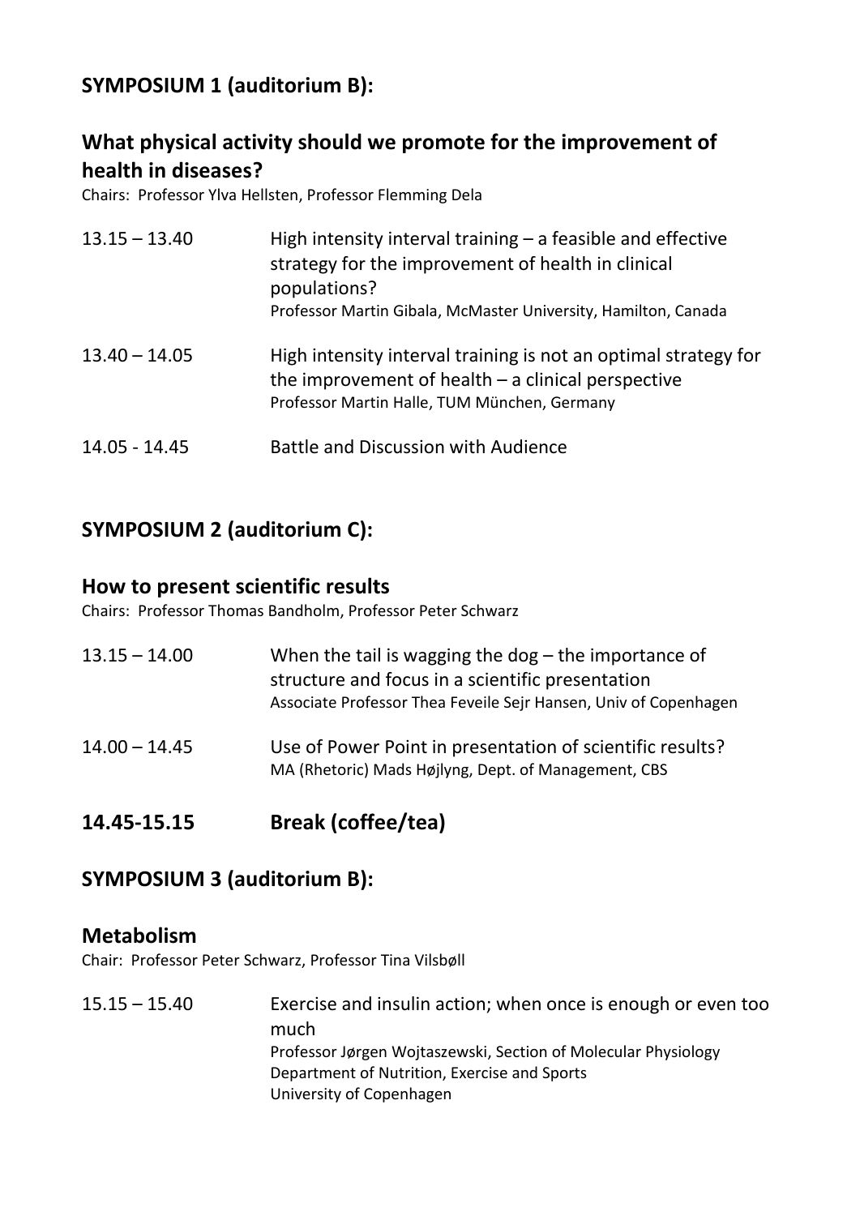## SYMPOSIUM 1 (auditorium B):

## What physical activity should we promote for the improvement of health in diseases?

Chairs: Professor Ylva Hellsten, Professor Flemming Dela

13.15 – 13.40 High intensity interval training – a feasible and effective strategy for the improvement of health in clinical populations?
Professor Martin Gibala, McMaster University, Hamilton, Canada

13.40 – 14.05 High intensity interval training is not an optimal strategy for the improvement of health – a clinical perspective
Professor Martin Halle, TUM München, Germany

14.05 - 14.45 Battle and Discussion with Audience

## SYMPOSIUM 2 (auditorium C):

### How to present scientific results

Chairs: Professor Thomas Bandholm, Professor Peter Schwarz

13.15 – 14.00 When the tail is wagging the dog – the importance of structure and focus in a scientific presentation
Associate Professor Thea Feveile Sejr Hansen, Univ of Copenhagen

14.00 – 14.45 Use of Power Point in presentation of scientific results?
MA (Rhetoric) Mads Højlyng, Dept. of Management, CBS

## 14.45-15.15 Break (coffee/tea)

## SYMPOSIUM 3 (auditorium B):

### Metabolism

Chair: Professor Peter Schwarz, Professor Tina Vilsbøll

15.15 – 15.40 Exercise and insulin action; when once is enough or even too much
Professor Jørgen Wojtaszewski, Section of Molecular Physiology
Department of Nutrition, Exercise and Sports
University of Copenhagen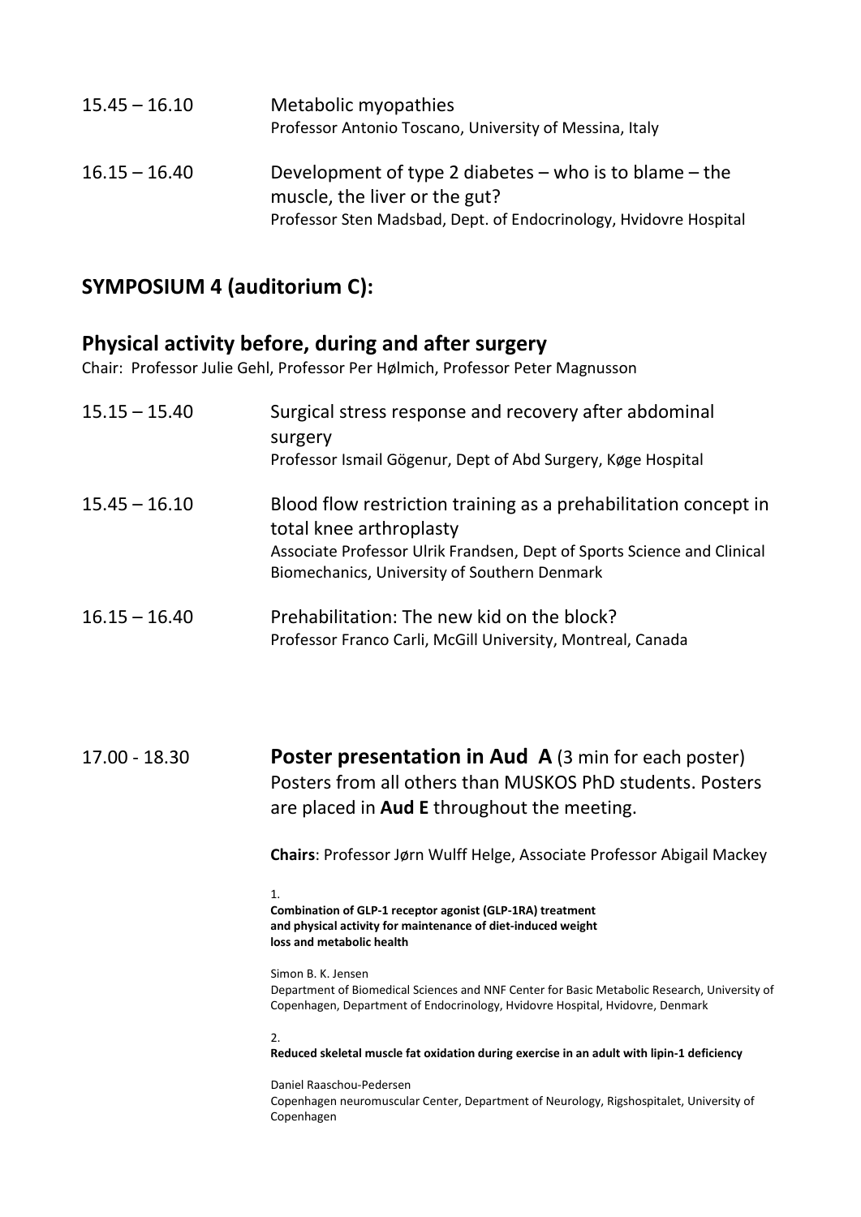15.45 – 16.10 Metabolic myopathies
Professor Antonio Toscano, University of Messina, Italy

16.15 – 16.40 Development of type 2 diabetes – who is to blame – the muscle, the liver or the gut?
Professor Sten Madsbad, Dept. of Endocrinology, Hvidovre Hospital

## SYMPOSIUM 4 (auditorium C):

## Physical activity before, during and after surgery

Chair: Professor Julie Gehl, Professor Per Hølmich, Professor Peter Magnusson

15.15 – 15.40 Surgical stress response and recovery after abdominal surgery
Professor Ismail Gögenur, Dept of Abd Surgery, Køge Hospital

15.45 – 16.10 Blood flow restriction training as a prehabilitation concept in total knee arthroplasty
Associate Professor Ulrik Frandsen, Dept of Sports Science and Clinical Biomechanics, University of Southern Denmark

16.15 – 16.40 Prehabilitation: The new kid on the block?
Professor Franco Carli, McGill University, Montreal, Canada

17.00 - 18.30 **Poster presentation in Aud A** (3 min for each poster)
Posters from all others than MUSKOS PhD students. Posters are placed in **Aud E** throughout the meeting.

**Chairs**: Professor Jørn Wulff Helge, Associate Professor Abigail Mackey

1.
**Combination of GLP-1 receptor agonist (GLP-1RA) treatment and physical activity for maintenance of diet-induced weight loss and metabolic health**

Simon B. K. Jensen
Department of Biomedical Sciences and NNF Center for Basic Metabolic Research, University of Copenhagen, Department of Endocrinology, Hvidovre Hospital, Hvidovre, Denmark

2.
**Reduced skeletal muscle fat oxidation during exercise in an adult with lipin-1 deficiency**

Daniel Raaschou-Pedersen
Copenhagen neuromuscular Center, Department of Neurology, Rigshospitalet, University of Copenhagen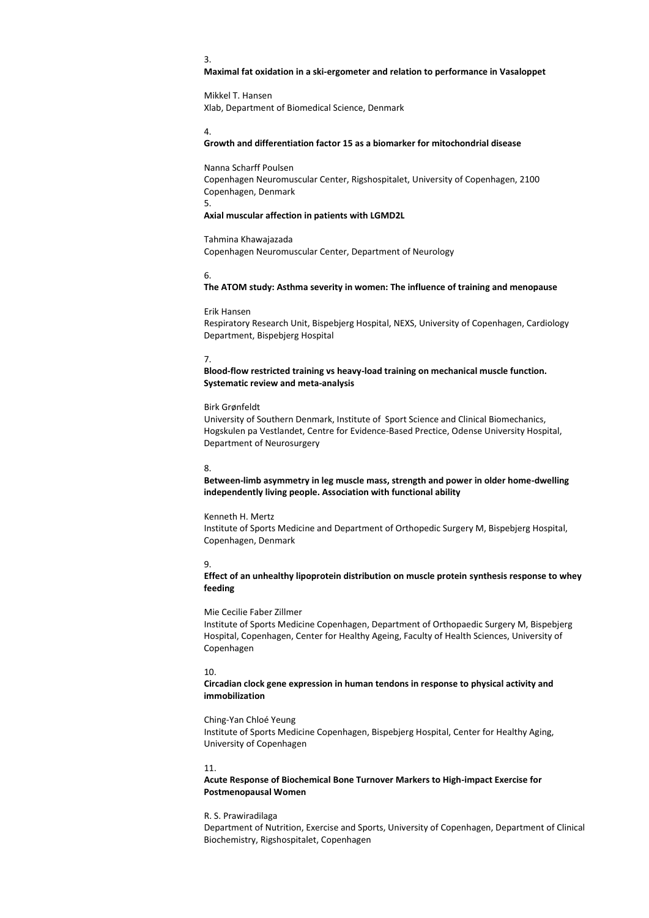3.

**Maximal fat oxidation in a ski-ergometer and relation to performance in Vasaloppet**

Mikkel T. Hansen
Xlab, Department of Biomedical Science, Denmark

4.

**Growth and differentiation factor 15 as a biomarker for mitochondrial disease**

Nanna Scharff Poulsen
Copenhagen Neuromuscular Center, Rigshospitalet, University of Copenhagen, 2100 Copenhagen, Denmark

5.

**Axial muscular affection in patients with LGMD2L**

Tahmina Khawajazada
Copenhagen Neuromuscular Center, Department of Neurology

6.

**The ATOM study: Asthma severity in women: The influence of training and menopause**

Erik Hansen
Respiratory Research Unit, Bispebjerg Hospital, NEXS, University of Copenhagen, Cardiology Department, Bispebjerg Hospital

7.

**Blood-flow restricted training vs heavy-load training on mechanical muscle function. Systematic review and meta-analysis**

Birk Grønfeldt
University of Southern Denmark, Institute of Sport Science and Clinical Biomechanics, Hogskulen pa Vestlandet, Centre for Evidence-Based Prectice, Odense University Hospital, Department of Neurosurgery

8.

**Between-limb asymmetry in leg muscle mass, strength and power in older home-dwelling independently living people. Association with functional ability**

Kenneth H. Mertz
Institute of Sports Medicine and Department of Orthopedic Surgery M, Bispebjerg Hospital, Copenhagen, Denmark

9.

**Effect of an unhealthy lipoprotein distribution on muscle protein synthesis response to whey feeding**

Mie Cecilie Faber Zillmer
Institute of Sports Medicine Copenhagen, Department of Orthopaedic Surgery M, Bispebjerg Hospital, Copenhagen, Center for Healthy Ageing, Faculty of Health Sciences, University of Copenhagen

10.

**Circadian clock gene expression in human tendons in response to physical activity and immobilization**

Ching-Yan Chloé Yeung
Institute of Sports Medicine Copenhagen, Bispebjerg Hospital, Center for Healthy Aging, University of Copenhagen

11.

**Acute Response of Biochemical Bone Turnover Markers to High-impact Exercise for Postmenopausal Women**

R. S. Prawiradilaga
Department of Nutrition, Exercise and Sports, University of Copenhagen, Department of Clinical Biochemistry, Rigshospitalet, Copenhagen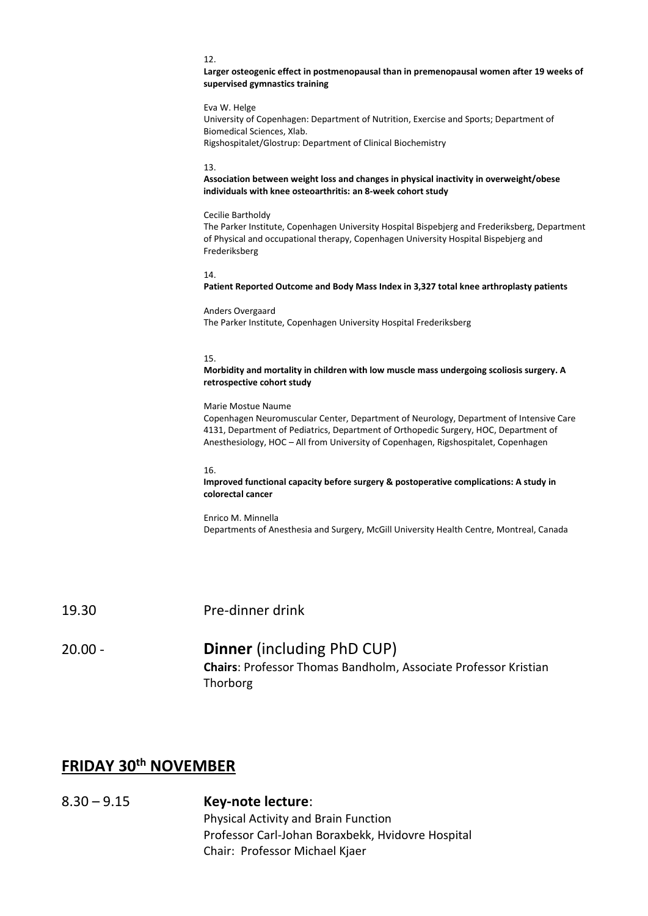12.

**Larger osteogenic effect in postmenopausal than in premenopausal women after 19 weeks of supervised gymnastics training**

Eva W. Helge
University of Copenhagen: Department of Nutrition, Exercise and Sports; Department of Biomedical Sciences, Xlab.
Rigshospitalet/Glostrup: Department of Clinical Biochemistry

13.

**Association between weight loss and changes in physical inactivity in overweight/obese individuals with knee osteoarthritis: an 8-week cohort study**

Cecilie Bartholdy
The Parker Institute, Copenhagen University Hospital Bispebjerg and Frederiksberg, Department of Physical and occupational therapy, Copenhagen University Hospital Bispebjerg and Frederiksberg

14.

**Patient Reported Outcome and Body Mass Index in 3,327 total knee arthroplasty patients**

Anders Overgaard
The Parker Institute, Copenhagen University Hospital Frederiksberg

15.

**Morbidity and mortality in children with low muscle mass undergoing scoliosis surgery. A retrospective cohort study**

Marie Mostue Naume
Copenhagen Neuromuscular Center, Department of Neurology, Department of Intensive Care 4131, Department of Pediatrics, Department of Orthopedic Surgery, HOC, Department of Anesthesiology, HOC – All from University of Copenhagen, Rigshospitalet, Copenhagen

16.

**Improved functional capacity before surgery & postoperative complications: A study in colorectal cancer**

Enrico M. Minnella
Departments of Anesthesia and Surgery, McGill University Health Centre, Montreal, Canada

19.30 Pre-dinner drink

20.00 - **Dinner** (including PhD CUP)
**Chairs**: Professor Thomas Bandholm, Associate Professor Kristian Thorborg

## FRIDAY 30th NOVEMBER

8.30 – 9.15 **Key-note lecture**:
Physical Activity and Brain Function
Professor Carl-Johan Boraxbekk, Hvidovre Hospital
Chair: Professor Michael Kjaer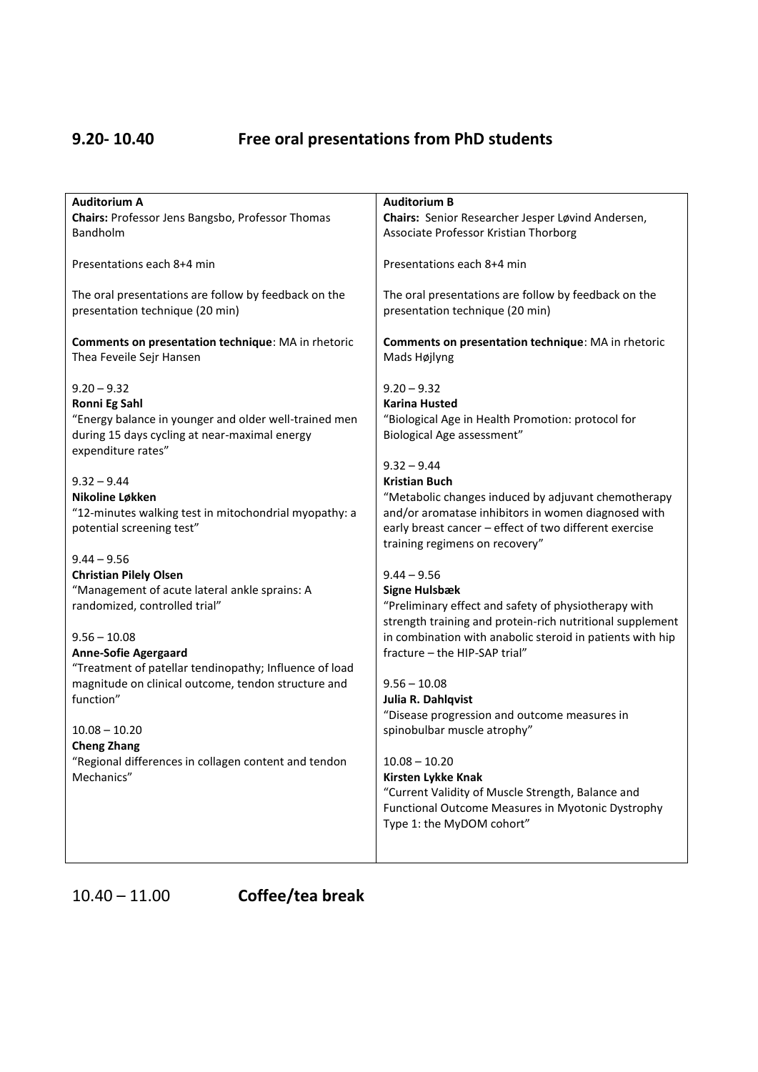## 9.20- 10.40 Free oral presentations from PhD students

**Auditorium A**
**Chairs:** Professor Jens Bangsbo, Professor Thomas Bandholm

Presentations each 8+4 min

The oral presentations are follow by feedback on the presentation technique (20 min)

**Comments on presentation technique**: MA in rhetoric Thea Feveile Sejr Hansen

9.20 – 9.32
**Ronni Eg Sahl**
"Energy balance in younger and older well-trained men during 15 days cycling at near-maximal energy expenditure rates"

9.32 – 9.44
**Nikoline Løkken**
"12-minutes walking test in mitochondrial myopathy: a potential screening test"

9.44 – 9.56
**Christian Pilely Olsen**
"Management of acute lateral ankle sprains: A randomized, controlled trial"

9.56 – 10.08
**Anne-Sofie Agergaard**
"Treatment of patellar tendinopathy; Influence of load magnitude on clinical outcome, tendon structure and function"

10.08 – 10.20
**Cheng Zhang**
"Regional differences in collagen content and tendon Mechanics"

**Auditorium B**
**Chairs:** Senior Researcher Jesper Løvind Andersen, Associate Professor Kristian Thorborg

Presentations each 8+4 min

The oral presentations are follow by feedback on the presentation technique (20 min)

**Comments on presentation technique**: MA in rhetoric Mads Højlyng

9.20 – 9.32
**Karina Husted**
"Biological Age in Health Promotion: protocol for Biological Age assessment"

9.32 – 9.44
**Kristian Buch**
"Metabolic changes induced by adjuvant chemotherapy and/or aromatase inhibitors in women diagnosed with early breast cancer – effect of two different exercise training regimens on recovery"

9.44 – 9.56
**Signe Hulsbæk**
"Preliminary effect and safety of physiotherapy with strength training and protein-rich nutritional supplement in combination with anabolic steroid in patients with hip fracture – the HIP-SAP trial"

9.56 – 10.08
**Julia R. Dahlqvist**
"Disease progression and outcome measures in spinobulbar muscle atrophy"

10.08 – 10.20
**Kirsten Lykke Knak**
"Current Validity of Muscle Strength, Balance and Functional Outcome Measures in Myotonic Dystrophy Type 1: the MyDOM cohort"

## 10.40 – 11.00 Coffee/tea break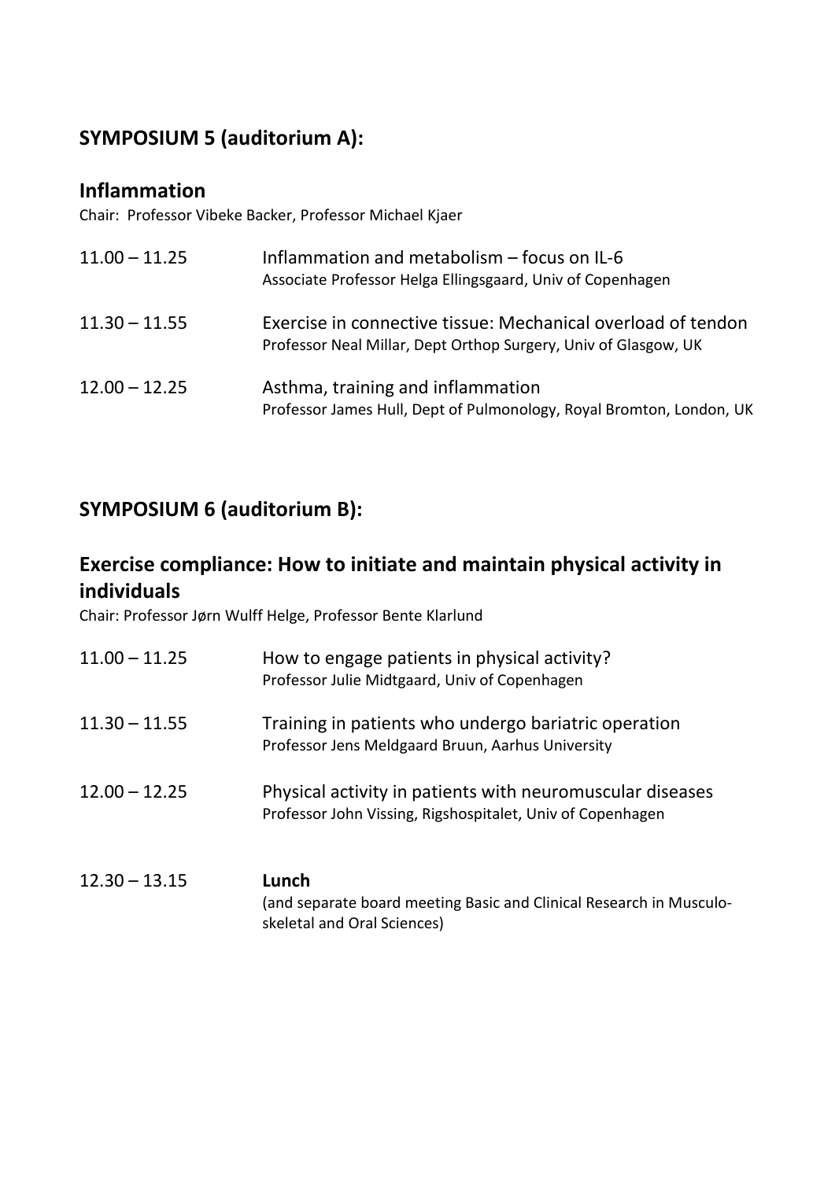## SYMPOSIUM 5 (auditorium A):

### Inflammation

Chair: Professor Vibeke Backer, Professor Michael Kjaer

| | |
|---|---|
| 11.00 – 11.25 | Inflammation and metabolism – focus on IL-6<br>Associate Professor Helga Ellingsgaard, Univ of Copenhagen |
| 11.30 – 11.55 | Exercise in connective tissue: Mechanical overload of tendon<br>Professor Neal Millar, Dept Orthop Surgery, Univ of Glasgow, UK |
| 12.00 – 12.25 | Asthma, training and inflammation<br>Professor James Hull, Dept of Pulmonology, Royal Bromton, London, UK |

## SYMPOSIUM 6 (auditorium B):

### Exercise compliance: How to initiate and maintain physical activity in individuals

Chair: Professor Jørn Wulff Helge, Professor Bente Klarlund

| | |
|---|---|
| 11.00 – 11.25 | How to engage patients in physical activity?<br>Professor Julie Midtgaard, Univ of Copenhagen |
| 11.30 – 11.55 | Training in patients who undergo bariatric operation<br>Professor Jens Meldgaard Bruun, Aarhus University |
| 12.00 – 12.25 | Physical activity in patients with neuromuscular diseases<br>Professor John Vissing, Rigshospitalet, Univ of Copenhagen |
| 12.30 – 13.15 | **Lunch**<br>(and separate board meeting Basic and Clinical Research in Musculo-skeletal and Oral Sciences) |